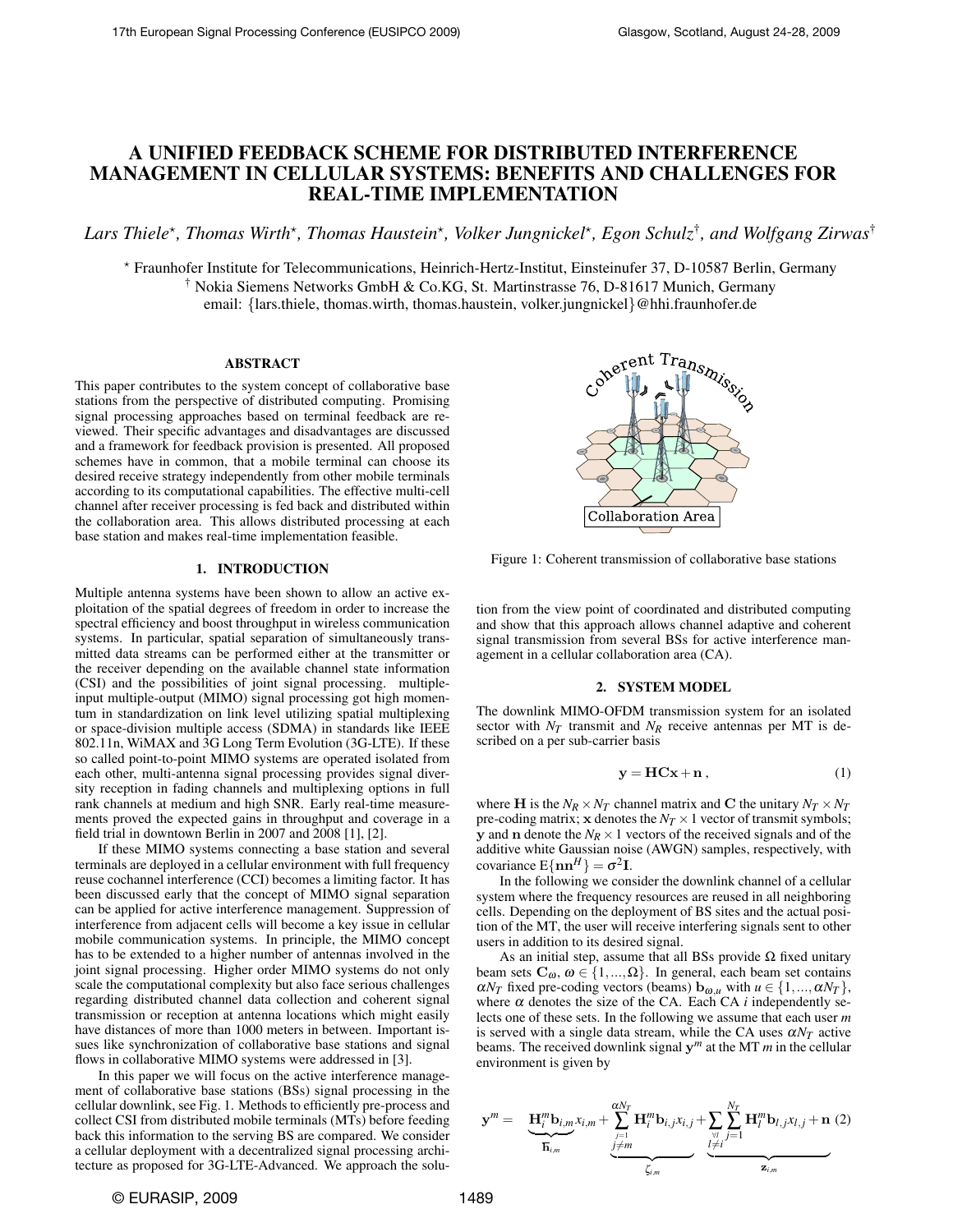# A UNIFIED FEEDBACK SCHEME FOR DISTRIBUTED INTERFERENCE MANAGEMENT IN CELLULAR SYSTEMS: BENEFITS AND CHALLENGES FOR REAL-TIME IMPLEMENTATION

*Lars Thiele*⋆, *Thomas Wirth*⋆, *Thomas Haustein*⋆, *Volker Jungnickel*⋆, *Egon Schulz*†, *and Wolfgang Zirwas*†

⋆ Fraunhofer Institute for Telecommunications, Heinrich-Hertz-Institut, Einsteinufer 37, D-10587 Berlin, Germany
† Nokia Siemens Networks GmbH & Co.KG, St. Martinstrasse 76, D-81617 Munich, Germany
email: {lars.thiele, thomas.wirth, thomas.haustein, volker.jungnickel}@hhi.fraunhofer.de

## ABSTRACT

This paper contributes to the system concept of collaborative base stations from the perspective of distributed computing. Promising signal processing approaches based on terminal feedback are reviewed. Their specific advantages and disadvantages are discussed and a framework for feedback provision is presented. All proposed schemes have in common, that a mobile terminal can choose its desired receive strategy independently from other mobile terminals according to its computational capabilities. The effective multi-cell channel after receiver processing is fed back and distributed within the collaboration area. This allows distributed processing at each base station and makes real-time implementation feasible.

## 1. INTRODUCTION

Multiple antenna systems have been shown to allow an active exploitation of the spatial degrees of freedom in order to increase the spectral efficiency and boost throughput in wireless communication systems. In particular, spatial separation of simultaneously transmitted data streams can be performed either at the transmitter or the receiver depending on the available channel state information (CSI) and the possibilities of joint signal processing. multiple-input multiple-output (MIMO) signal processing got high momentum in standardization on link level utilizing spatial multiplexing or space-division multiple access (SDMA) in standards like IEEE 802.11n, WiMAX and 3G Long Term Evolution (3G-LTE). If these so called point-to-point MIMO systems are operated isolated from each other, multi-antenna signal processing provides signal diversity reception in fading channels and multiplexing options in full rank channels at medium and high SNR. Early real-time measurements proved the expected gains in throughput and coverage in a field trial in downtown Berlin in 2007 and 2008 [1], [2].

If these MIMO systems connecting a base station and several terminals are deployed in a cellular environment with full frequency reuse cochannel interference (CCI) becomes a limiting factor. It has been discussed early that the concept of MIMO signal separation can be applied for active interference management. Suppression of interference from adjacent cells will become a key issue in cellular mobile communication systems. In principle, the MIMO concept has to be extended to a higher number of antennas involved in the joint signal processing. Higher order MIMO systems do not only scale the computational complexity but also face serious challenges regarding distributed channel data collection and coherent signal transmission or reception at antenna locations which might easily have distances of more than 1000 meters in between. Important issues like synchronization of collaborative base stations and signal flows in collaborative MIMO systems were addressed in [3].

In this paper we will focus on the active interference management of collaborative base stations (BSs) signal processing in the cellular downlink, see Fig. 1. Methods to efficiently pre-process and collect CSI from distributed mobile terminals (MTs) before feeding back this information to the serving BS are compared. We consider a cellular deployment with a decentralized signal processing architecture as proposed for 3G-LTE-Advanced. We approach the solution from the view point of coordinated and distributed computing and show that this approach allows channel adaptive and coherent signal transmission from several BSs for active interference management in a cellular collaboration area (CA).

Figure 1: Coherent transmission of collaborative base stations

## 2. SYSTEM MODEL

The downlink MIMO-OFDM transmission system for an isolated sector with $N_T$ transmit and $N_R$ receive antennas per MT is described on a per sub-carrier basis

$$\mathbf{y} = \mathbf{H}\mathbf{C}\mathbf{x} + \mathbf{n}\,, \tag{1}$$

where $\mathbf{H}$ is the $N_R \times N_T$ channel matrix and $\mathbf{C}$ the unitary $N_T \times N_T$ pre-coding matrix; $\mathbf{x}$ denotes the $N_T \times 1$ vector of transmit symbols; $\mathbf{y}$ and $\mathbf{n}$ denote the $N_R \times 1$ vectors of the received signals and of the additive white Gaussian noise (AWGN) samples, respectively, with covariance $\mathrm{E}\{\mathbf{n}\mathbf{n}^H\} = \sigma^2\mathbf{I}$.

In the following we consider the downlink channel of a cellular system where the frequency resources are reused in all neighboring cells. Depending on the deployment of BS sites and the actual position of the MT, the user will receive interfering signals sent to other users in addition to its desired signal.

As an initial step, assume that all BSs provide $\Omega$ fixed unitary beam sets $\mathbf{C}_\omega$, $\omega \in \{1,\ldots,\Omega\}$. In general, each beam set contains $\alpha N_T$ fixed pre-coding vectors (beams) $\mathbf{b}_{\omega,u}$ with $u \in \{1,\ldots,\alpha N_T\}$, where $\alpha$ denotes the size of the CA. Each CA $i$ independently selects one of these sets. In the following we assume that each user $m$ is served with a single data stream, while the CA uses $\alpha N_T$ active beams. The received downlink signal $\mathbf{y}^m$ at the MT $m$ in the cellular environment is given by

$$\mathbf{y}^m = \underbrace{\mathbf{H}_i^m \mathbf{b}_{i,m}}_{\mathbf{h}_{i,m}} x_{i,m} + \underbrace{\sum_{\substack{j=1\\ j\neq m}}^{\alpha N_T} \mathbf{H}_i^m \mathbf{b}_{i,j} x_{i,j}}_{\zeta_{i,m}} + \underbrace{\sum_{\substack{\forall l\\ l\neq i}} \sum_{j=1}^{N_T} \mathbf{H}_l^m \mathbf{b}_{l,j} x_{l,j} + \mathbf{n}}_{\mathbf{z}_{i,m}} \tag{2}$$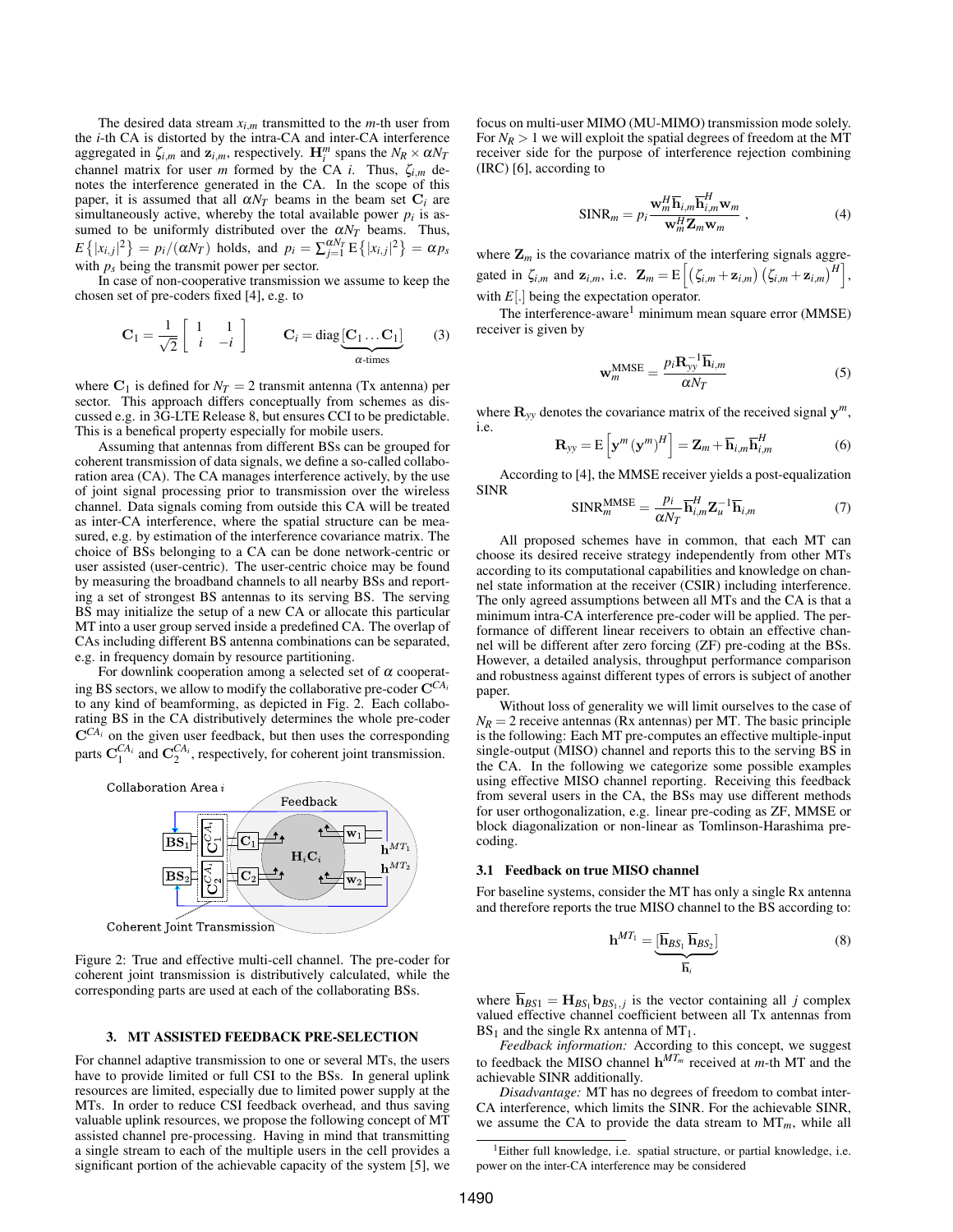The desired data stream $x_{i,m}$ transmitted to the $m$-th user from the $i$-th CA is distorted by the intra-CA and inter-CA interference aggregated in $\zeta_{i,m}$ and $\mathbf{z}_{i,m}$, respectively. $\mathbf{H}_i^m$ spans the $N_R \times \alpha N_T$ channel matrix for user $m$ formed by the CA $i$. Thus, $\zeta_{i,m}$ denotes the interference generated in the CA. In the scope of this paper, it is assumed that all $\alpha N_T$ beams in the beam set $\mathbf{C}_i$ are simultaneously active, whereby the total available power $p_i$ is assumed to be uniformly distributed over the $\alpha N_T$ beams. Thus, $E\{|x_{i,j}|^2\} = p_i/(\alpha N_T)$ holds, and $p_i = \sum_{j=1}^{\alpha N_T} \mathrm{E}\{|x_{i,j}|^2\} = \alpha p_s$ with $p_s$ being the transmit power per sector.

In case of non-cooperative transmission we assume to keep the chosen set of pre-coders fixed [4], e.g. to

$$\mathbf{C}_1 = \frac{1}{\sqrt{2}} \begin{bmatrix} 1 & 1 \\ i & -i \end{bmatrix} \qquad \mathbf{C}_i = \mathrm{diag}\underbrace{[\mathbf{C}_1 \ldots \mathbf{C}_1]}_{\alpha\text{-times}} \tag{3}$$

where $\mathbf{C}_1$ is defined for $N_T = 2$ transmit antenna (Tx antenna) per sector. This approach differs conceptually from schemes as discussed e.g. in 3G-LTE Release 8, but ensures CCI to be predictable. This is a benefical property especially for mobile users.

Assuming that antennas from different BSs can be grouped for coherent transmission of data signals, we define a so-called collaboration area (CA). The CA manages interference actively, by the use of joint signal processing prior to transmission over the wireless channel. Data signals coming from outside this CA will be treated as inter-CA interference, where the spatial structure can be measured, e.g. by estimation of the interference covariance matrix. The choice of BSs belonging to a CA can be done network-centric or user assisted (user-centric). The user-centric choice may be found by measuring the broadband channels to all nearby BSs and reporting a set of strongest BS antennas to its serving BS. The serving BS may initialize the setup of a new CA or allocate this particular MT into a user group served inside a predefined CA. The overlap of CAs including different BS antenna combinations can be separated, e.g. in frequency domain by resource partitioning.

For downlink cooperation among a selected set of $\alpha$ cooperating BS sectors, we allow to modify the collaborative pre-coder $\mathbf{C}^{CA_i}$ to any kind of beamforming, as depicted in Fig. 2. Each collaborating BS in the CA distributively determines the whole pre-coder $\mathbf{C}^{CA_i}$ on the given user feedback, but then uses the corresponding parts $\mathbf{C}_1^{CA_i}$ and $\mathbf{C}_2^{CA_i}$, respectively, for coherent joint transmission.

Figure 2: True and effective multi-cell channel. The pre-coder for coherent joint transmission is distributively calculated, while the corresponding parts are used at each of the collaborating BSs.

## 3. MT ASSISTED FEEDBACK PRE-SELECTION

For channel adaptive transmission to one or several MTs, the users have to provide limited or full CSI to the BSs. In general uplink resources are limited, especially due to limited power supply at the MTs. In order to reduce CSI feedback overhead, and thus saving valuable uplink resources, we propose the following concept of MT assisted channel pre-processing. Having in mind that transmitting a single stream to each of the multiple users in the cell provides a significant portion of the achievable capacity of the system [5], we focus on multi-user MIMO (MU-MIMO) transmission mode solely. For $N_R > 1$ we will exploit the spatial degrees of freedom at the MT receiver side for the purpose of interference rejection combining (IRC) [6], according to

$$\mathrm{SINR}_m = p_i \frac{\mathbf{w}_m^H \overline{\mathbf{h}}_{i,m} \overline{\mathbf{h}}_{i,m}^H \mathbf{w}_m}{\mathbf{w}_m^H \mathbf{Z}_m \mathbf{w}_m} \,, \tag{4}$$

where $\mathbf{Z}_m$ is the covariance matrix of the interfering signals aggregated in $\zeta_{i,m}$ and $\mathbf{z}_{i,m}$, i.e. $\mathbf{Z}_m = \mathrm{E}\left[\left(\zeta_{i,m} + \mathbf{z}_{i,m}\right)\left(\zeta_{i,m} + \mathbf{z}_{i,m}\right)^H\right]$, with $E[.]$ being the expectation operator.

The interference-aware[1] minimum mean square error (MMSE) receiver is given by

$$\mathbf{w}_m^{\mathrm{MMSE}} = \frac{p_i \mathbf{R}_{yy}^{-1} \overline{\mathbf{h}}_{i,m}}{\alpha N_T} \tag{5}$$

where $\mathbf{R}_{yy}$ denotes the covariance matrix of the received signal $\mathbf{y}^m$, i.e.

$$\mathbf{R}_{yy} = \mathrm{E}\left[\mathbf{y}^m (\mathbf{y}^m)^H\right] = \mathbf{Z}_m + \overline{\mathbf{h}}_{i,m} \overline{\mathbf{h}}_{i,m}^H \tag{6}$$

According to [4], the MMSE receiver yields a post-equalization SINR

$$\mathrm{SINR}_m^{\mathrm{MMSE}} = \frac{p_i}{\alpha N_T} \overline{\mathbf{h}}_{i,m}^H \mathbf{Z}_u^{-1} \overline{\mathbf{h}}_{i,m} \tag{7}$$

All proposed schemes have in common, that each MT can choose its desired receive strategy independently from other MTs according to its computational capabilities and knowledge on channel state information at the receiver (CSIR) including interference. The only agreed assumptions between all MTs and the CA is that a minimum intra-CA interference pre-coder will be applied. The performance of different linear receivers to obtain an effective channel will be different after zero forcing (ZF) pre-coding at the BSs. However, a detailed analysis, throughput performance comparison and robustness against different types of errors is subject of another paper.

Without loss of generality we will limit ourselves to the case of $N_R = 2$ receive antennas (Rx antennas) per MT. The basic principle is the following: Each MT pre-computes an effective multiple-input single-output (MISO) channel and reports this to the serving BS in the CA. In the following we categorize some possible examples using effective MISO channel reporting. Receiving this feedback from several users in the CA, the BSs may use different methods for user orthogonalization, e.g. linear pre-coding as ZF, MMSE or block diagonalization or non-linear as Tomlinson-Harashima precoding.

### 3.1 Feedback on true MISO channel

For baseline systems, consider the MT has only a single Rx antenna and therefore reports the true MISO channel to the BS according to:

$$\mathbf{h}^{MT_1} = \underbrace{[\overline{\mathbf{h}}_{BS_1} \; \overline{\mathbf{h}}_{BS_2}]}_{\overline{\mathbf{h}}_i} \tag{8}$$

where $\overline{\mathbf{h}}_{BS1} = \mathbf{H}_{BS_1} \mathbf{b}_{BS_1,j}$ is the vector containing all $j$ complex valued effective channel coefficient between all Tx antennas from $\mathrm{BS}_1$ and the single Rx antenna of $\mathrm{MT}_1$.

*Feedback information:* According to this concept, we suggest to feedback the MISO channel $\mathbf{h}^{MT_m}$ received at $m$-th MT and the achievable SINR additionally.

*Disadvantage:* MT has no degrees of freedom to combat inter-CA interference, which limits the SINR. For the achievable SINR, we assume the CA to provide the data stream to $\mathrm{MT}_m$, while all

[1] Either full knowledge, i.e. spatial structure, or partial knowledge, i.e. power on the inter-CA interference may be considered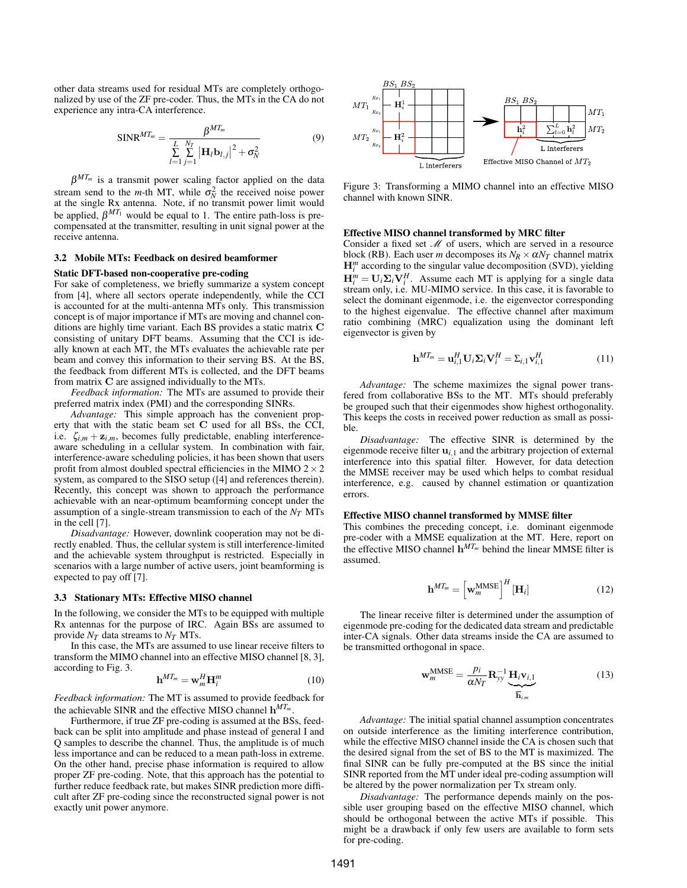other data streams used for residual MTs are completely orthogonalized by use of the ZF pre-coder. Thus, the MTs in the CA do not experience any intra-CA interference.

$$\mathrm{SINR}^{MT_m} = \frac{\beta^{MT_m}}{\sum_{l=1}^{L}\sum_{j=1}^{N_T}\left|\mathbf{H}_l\mathbf{b}_{l,j}\right|^2 + \sigma_N^2} \tag{9}$$

$\beta^{MT_m}$ is a transmit power scaling factor applied on the data stream send to the $m$-th MT, while $\sigma_N^2$ the received noise power at the single Rx antenna. Note, if no transmit power limit would be applied, $\beta^{MT_1}$ would be equal to 1. The entire path-loss is pre-compensated at the transmitter, resulting in unit signal power at the receive antenna.

### 3.2 Mobile MTs: Feedback on desired beamformer

**Static DFT-based non-cooperative pre-coding**

For sake of completeness, we briefly summarize a system concept from [4], where all sectors operate independently, while the CCI is accounted for at the multi-antenna MTs only. This transmission concept is of major importance if MTs are moving and channel conditions are highly time variant. Each BS provides a static matrix $\mathbf{C}$ consisting of unitary DFT beams. Assuming that the CCI is ideally known at each MT, the MTs evaluates the achievable rate per beam and convey this information to their serving BS. At the BS, the feedback from different MTs is collected, and the DFT beams from matrix $\mathbf{C}$ are assigned individually to the MTs.

*Feedback information:* The MTs are assumed to provide their preferred matrix index (PMI) and the corresponding SINRs.

*Advantage:* This simple approach has the convenient property that with the static beam set $\mathbf{C}$ used for all BSs, the CCI, i.e. $\zeta_{i,m} + \mathbf{z}_{i,m}$, becomes fully predictable, enabling interference-aware scheduling in a cellular system. In combination with fair, interference-aware scheduling policies, it has been shown that users profit from almost doubled spectral efficiencies in the MIMO $2\times 2$ system, as compared to the SISO setup ([4] and references therein). Recently, this concept was shown to approach the performance achievable with an near-optimum beamforming concept under the assumption of a single-stream transmission to each of the $N_T$ MTs in the cell [7].

*Disadvantage:* However, downlink cooperation may not be directly enabled. Thus, the cellular system is still interference-limited and the achievable system throughput is restricted. Especially in scenarios with a large number of active users, joint beamforming is expected to pay off [7].

### 3.3 Stationary MTs: Effective MISO channel

In the following, we consider the MTs to be equipped with multiple Rx antennas for the purpose of IRC. Again BSs are assumed to provide $N_T$ data streams to $N_T$ MTs.

In this case, the MTs are assumed to use linear receive filters to transform the MIMO channel into an effective MISO channel [8, 3], according to Fig. 3.

$$\mathbf{h}^{MT_m} = \mathbf{w}_m^H \mathbf{H}_i^m \tag{10}$$

*Feedback information:* The MT is assumed to provide feedback for the achievable SINR and the effective MISO channel $\mathbf{h}^{MT_m}$.

Furthermore, if true ZF pre-coding is assumed at the BSs, feedback can be split into amplitude and phase instead of general I and Q samples to describe the channel. Thus, the amplitude is of much less importance and can be reduced to a mean path-loss in extreme. On the other hand, precise phase information is required to allow proper ZF pre-coding. Note, that this approach has the potential to further reduce feedback rate, but makes SINR prediction more difficult after ZF pre-coding since the reconstructed signal power is not exactly unit power anymore.

Figure 3: Transforming a MIMO channel into an effective MISO channel with known SINR.

**Effective MISO channel transformed by MRC filter**

Consider a fixed set $\mathscr{M}$ of users, which are served in a resource block (RB). Each user $m$ decomposes its $N_R \times \alpha N_T$ channel matrix $\mathbf{H}_i^m$ according to the singular value decomposition (SVD), yielding $\mathbf{H}_i^m = \mathbf{U}_i \Sigma_i \mathbf{V}_i^H$. Assume each MT is applying for a single data stream only, i.e. MU-MIMO service. In this case, it is favorable to select the dominant eigenmode, i.e. the eigenvector corresponding to the highest eigenvalue. The effective channel after maximum ratio combining (MRC) equalization using the dominant left eigenvector is given by

$$\mathbf{h}^{MT_m} = \mathbf{u}_{i,1}^H \mathbf{U}_i \Sigma_i \mathbf{V}_i^H = \Sigma_{i,1}\mathbf{v}_{i,1}^H \tag{11}$$

*Advantage:* The scheme maximizes the signal power transfered from collaborative BSs to the MT. MTs should preferably be grouped such that their eigenmodes show highest orthogonality. This keeps the costs in received power reduction as small as possible.

*Disadvantage:* The effective SINR is determined by the eigenmode receive filter $\mathbf{u}_{i,1}$ and the arbitrary projection of external interference into this spatial filter. However, for data detection the MMSE receiver may be used which helps to combat residual interference, e.g. caused by channel estimation or quantization errors.

**Effective MISO channel transformed by MMSE filter**

This combines the preceding concept, i.e. dominant eigenmode pre-coder with a MMSE equalization at the MT. Here, report on the effective MISO channel $\mathbf{h}^{MT_m}$ behind the linear MMSE filter is assumed.

$$\mathbf{h}^{MT_m} = \left[\mathbf{w}_m^{\mathrm{MMSE}}\right]^H [\mathbf{H}_i] \tag{12}$$

The linear receive filter is determined under the assumption of eigenmode pre-coding for the dedicated data stream and predictable inter-CA signals. Other data streams inside the CA are assumed to be transmitted orthogonal in space.

$$\mathbf{w}_m^{\mathrm{MMSE}} = \frac{p_i}{\alpha N_T}\mathbf{R}_{yy}^{-1}\underbrace{\mathbf{H}_i\mathbf{v}_{i,1}}_{\overline{\mathbf{h}}_{i,m}} \tag{13}$$

*Advantage:* The initial spatial channel assumption concentrates on outside interference as the limiting interference contribution, while the effective MISO channel inside the CA is chosen such that the desired signal from the set of BS to the MT is maximized. The final SINR can be fully pre-computed at the BS since the initial SINR reported from the MT under ideal pre-coding assumption will be altered by the power normalization per Tx stream only.

*Disadvantage:* The performance depends mainly on the possible user grouping based on the effective MISO channel, which should be orthogonal between the active MTs if possible. This might be a drawback if only few users are available to form sets for pre-coding.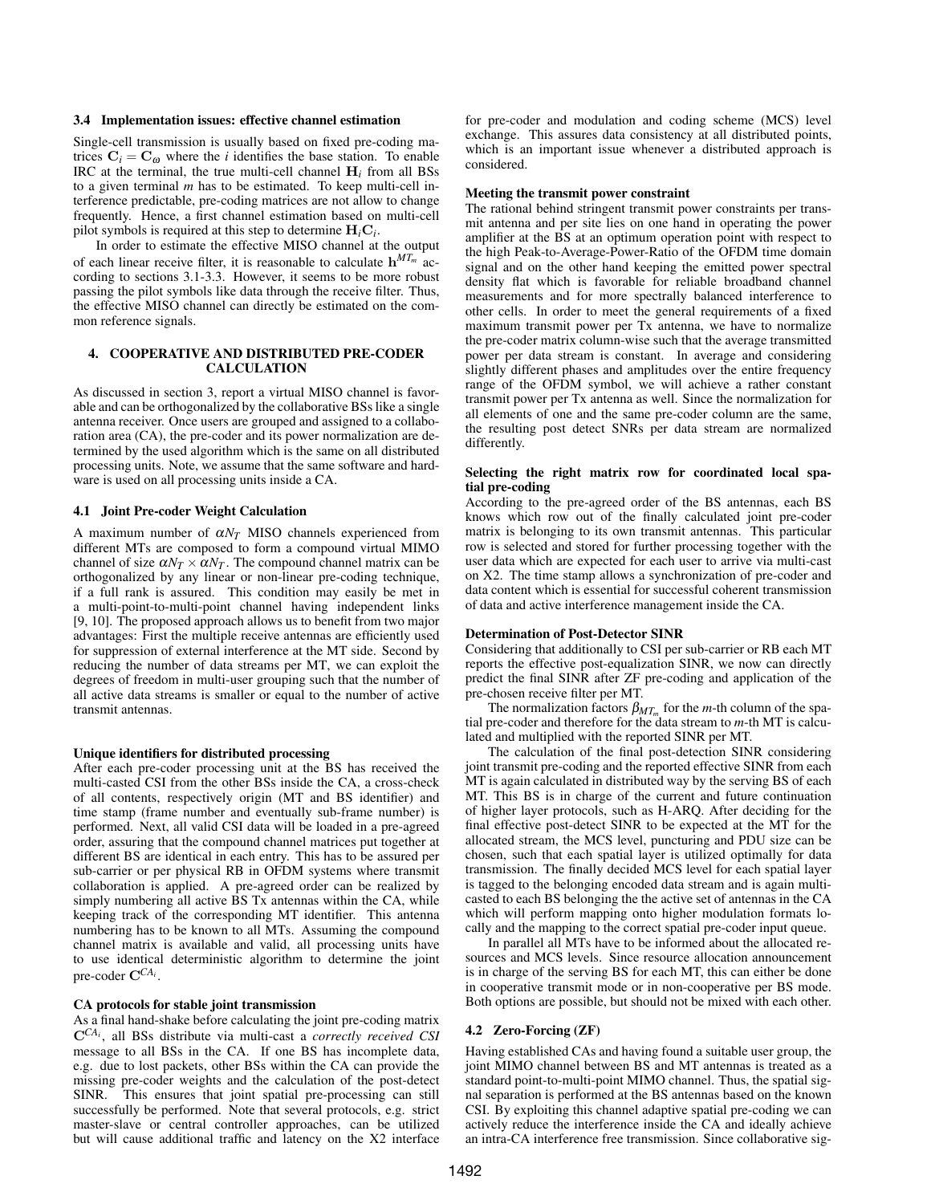### 3.4 Implementation issues: effective channel estimation

Single-cell transmission is usually based on fixed pre-coding matrices $\mathbf{C}_i = \mathbf{C}_\omega$ where the $i$ identifies the base station. To enable IRC at the terminal, the true multi-cell channel $\mathbf{H}_i$ from all BSs to a given terminal $m$ has to be estimated. To keep multi-cell interference predictable, pre-coding matrices are not allow to change frequently. Hence, a first channel estimation based on multi-cell pilot symbols is required at this step to determine $\mathbf{H}_i\mathbf{C}_i$.

In order to estimate the effective MISO channel at the output of each linear receive filter, it is reasonable to calculate $\mathbf{h}^{MT_m}$ according to sections 3.1-3.3. However, it seems to be more robust passing the pilot symbols like data through the receive filter. Thus, the effective MISO channel can directly be estimated on the common reference signals.

## 4. COOPERATIVE AND DISTRIBUTED PRE-CODER CALCULATION

As discussed in section 3, report a virtual MISO channel is favorable and can be orthogonalized by the collaborative BSs like a single antenna receiver. Once users are grouped and assigned to a collaboration area (CA), the pre-coder and its power normalization are determined by the used algorithm which is the same on all distributed processing units. Note, we assume that the same software and hardware is used on all processing units inside a CA.

### 4.1 Joint Pre-coder Weight Calculation

A maximum number of $\alpha N_T$ MISO channels experienced from different MTs are composed to form a compound virtual MIMO channel of size $\alpha N_T \times \alpha N_T$. The compound channel matrix can be orthogonalized by any linear or non-linear pre-coding technique, if a full rank is assured. This condition may easily be met in a multi-point-to-multi-point channel having independent links [9, 10]. The proposed approach allows us to benefit from two major advantages: First the multiple receive antennas are efficiently used for suppression of external interference at the MT side. Second by reducing the number of data streams per MT, we can exploit the degrees of freedom in multi-user grouping such that the number of all active data streams is smaller or equal to the number of active transmit antennas.

**Unique identifiers for distributed processing**

After each pre-coder processing unit at the BS has received the multi-casted CSI from the other BSs inside the CA, a cross-check of all contents, respectively origin (MT and BS identifier) and time stamp (frame number and eventually sub-frame number) is performed. Next, all valid CSI data will be loaded in a pre-agreed order, assuring that the compound channel matrices put together at different BS are identical in each entry. This has to be assured per sub-carrier or per physical RB in OFDM systems where transmit collaboration is applied. A pre-agreed order can be realized by simply numbering all active BS Tx antennas within the CA, while keeping track of the corresponding MT identifier. This antenna numbering has to be known to all MTs. Assuming the compound channel matrix is available and valid, all processing units have to use identical deterministic algorithm to determine the joint pre-coder $\mathbf{C}^{CA_i}$.

**CA protocols for stable joint transmission**

As a final hand-shake before calculating the joint pre-coding matrix $\mathbf{C}^{CA_i}$, all BSs distribute via multi-cast a *correctly received CSI* message to all BSs in the CA. If one BS has incomplete data, e.g. due to lost packets, other BSs within the CA can provide the missing pre-coder weights and the calculation of the post-detect SINR. This ensures that joint spatial pre-processing can still successfully be performed. Note that several protocols, e.g. strict master-slave or central controller approaches, can be utilized but will cause additional traffic and latency on the X2 interface for pre-coder and modulation and coding scheme (MCS) level exchange. This assures data consistency at all distributed points, which is an important issue whenever a distributed approach is considered.

**Meeting the transmit power constraint**

The rational behind stringent transmit power constraints per transmit antenna and per site lies on one hand in operating the power amplifier at the BS at an optimum operation point with respect to the high Peak-to-Average-Power-Ratio of the OFDM time domain signal and on the other hand keeping the emitted power spectral density flat which is favorable for reliable broadband channel measurements and for more spectrally balanced interference to other cells. In order to meet the general requirements of a fixed maximum transmit power per Tx antenna, we have to normalize the pre-coder matrix column-wise such that the average transmitted power per data stream is constant. In average and considering slightly different phases and amplitudes over the entire frequency range of the OFDM symbol, we will achieve a rather constant transmit power per Tx antenna as well. Since the normalization for all elements of one and the same pre-coder column are the same, the resulting post detect SNRs per data stream are normalized differently.

**Selecting the right matrix row for coordinated local spatial pre-coding**

According to the pre-agreed order of the BS antennas, each BS knows which row out of the finally calculated joint pre-coder matrix is belonging to its own transmit antennas. This particular row is selected and stored for further processing together with the user data which are expected for each user to arrive via multi-cast on X2. The time stamp allows a synchronization of pre-coder and data content which is essential for successful coherent transmission of data and active interference management inside the CA.

**Determination of Post-Detector SINR**

Considering that additionally to CSI per sub-carrier or RB each MT reports the effective post-equalization SINR, we now can directly predict the final SINR after ZF pre-coding and application of the pre-chosen receive filter per MT.

The normalization factors $\beta_{MT_m}$ for the $m$-th column of the spatial pre-coder and therefore for the data stream to $m$-th MT is calculated and multiplied with the reported SINR per MT.

The calculation of the final post-detection SINR considering joint transmit pre-coding and the reported effective SINR from each MT is again calculated in distributed way by the serving BS of each MT. This BS is in charge of the current and future continuation of higher layer protocols, such as H-ARQ. After deciding for the final effective post-detect SINR to be expected at the MT for the allocated stream, the MCS level, puncturing and PDU size can be chosen, such that each spatial layer is utilized optimally for data transmission. The finally decided MCS level for each spatial layer is tagged to the belonging encoded data stream and is again multi-casted to each BS belonging the the active set of antennas in the CA which will perform mapping onto higher modulation formats locally and the mapping to the correct spatial pre-coder input queue.

In parallel all MTs have to be informed about the allocated resources and MCS levels. Since resource allocation announcement is in charge of the serving BS for each MT, this can either be done in cooperative transmit mode or in non-cooperative per BS mode. Both options are possible, but should not be mixed with each other.

### 4.2 Zero-Forcing (ZF)

Having established CAs and having found a suitable user group, the joint MIMO channel between BS and MT antennas is treated as a standard point-to-multi-point MIMO channel. Thus, the spatial signal separation is performed at the BS antennas based on the known CSI. By exploiting this channel adaptive spatial pre-coding we can actively reduce the interference inside the CA and ideally achieve an intra-CA interference free transmission. Since collaborative sig-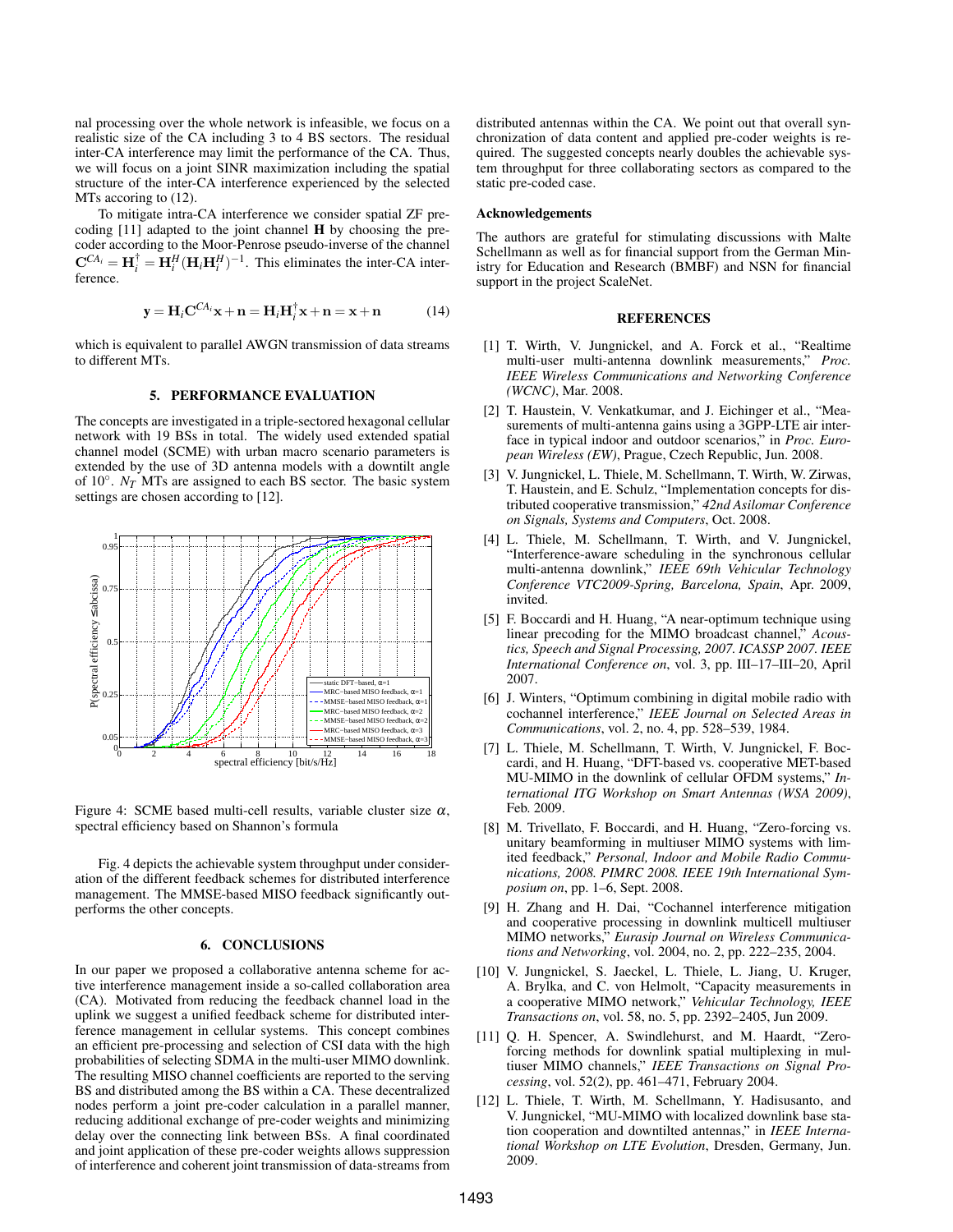nal processing over the whole network is infeasible, we focus on a realistic size of the CA including 3 to 4 BS sectors. The residual inter-CA interference may limit the performance of the CA. Thus, we will focus on a joint SINR maximization including the spatial structure of the inter-CA interference experienced by the selected MTs accoring to (12).

To mitigate intra-CA interference we consider spatial ZF precoding [11] adapted to the joint channel $\mathbf{H}$ by choosing the precoder according to the Moor-Penrose pseudo-inverse of the channel $\mathbf{C}^{CA_i} = \mathbf{H}_i^{\dagger} = \mathbf{H}_i^H(\mathbf{H}_i\mathbf{H}_i^H)^{-1}$. This eliminates the inter-CA interference.

$$\mathbf{y} = \mathbf{H}_i\mathbf{C}^{CA_i}\mathbf{x} + \mathbf{n} = \mathbf{H}_i\mathbf{H}_i^{\dagger}\mathbf{x} + \mathbf{n} = \mathbf{x} + \mathbf{n} \tag{14}$$

which is equivalent to parallel AWGN transmission of data streams to different MTs.

## 5. PERFORMANCE EVALUATION

The concepts are investigated in a triple-sectored hexagonal cellular network with 19 BSs in total. The widely used extended spatial channel model (SCME) with urban macro scenario parameters is extended by the use of 3D antenna models with a downtilt angle of 10°. $N_T$ MTs are assigned to each BS sector. The basic system settings are chosen according to [12].

P(spectral efficiency ≤abscissa)
spectral efficiency [bit/s/Hz]
static DFT−based, α=1
MRC−based MISO feedback, α=1
MMSE−based MISO feedback, α=1
MRC−based MISO feedback, α=2
MMSE−based MISO feedback, α=2
MRC−based MISO feedback, α=3
MMSE−based MISO feedback, α=3

Figure 4: SCME based multi-cell results, variable cluster size $\alpha$, spectral efficiency based on Shannon's formula

Fig. 4 depicts the achievable system throughput under consideration of the different feedback schemes for distributed interference management. The MMSE-based MISO feedback significantly outperforms the other concepts.

## 6. CONCLUSIONS

In our paper we proposed a collaborative antenna scheme for active interference management inside a so-called collaboration area (CA). Motivated from reducing the feedback channel load in the uplink we suggest a unified feedback scheme for distributed interference management in cellular systems. This concept combines an efficient pre-processing and selection of CSI data with the high probabilities of selecting SDMA in the multi-user MIMO downlink. The resulting MISO channel coefficients are reported to the serving BS and distributed among the BS within a CA. These decentralized nodes perform a joint pre-coder calculation in a parallel manner, reducing additional exchange of pre-coder weights and minimizing delay over the connecting link between BSs. A final coordinated and joint application of these pre-coder weights allows suppression of interference and coherent joint transmission of data-streams from distributed antennas within the CA. We point out that overall synchronization of data content and applied pre-coder weights is required. The suggested concepts nearly doubles the achievable system throughput for three collaborating sectors as compared to the static pre-coded case.

### Acknowledgements

The authors are grateful for stimulating discussions with Malte Schellmann as well as for financial support from the German Ministry for Education and Research (BMBF) and NSN for financial support in the project ScaleNet.

## REFERENCES

[1] T. Wirth, V. Jungnickel, and A. Forck et al., "Realtime multi-user multi-antenna downlink measurements," *Proc. IEEE Wireless Communications and Networking Conference (WCNC)*, Mar. 2008.

[2] T. Haustein, V. Venkatkumar, and J. Eichinger et al., "Measurements of multi-antenna gains using a 3GPP-LTE air interface in typical indoor and outdoor scenarios," in *Proc. European Wireless (EW)*, Prague, Czech Republic, Jun. 2008.

[3] V. Jungnickel, L. Thiele, M. Schellmann, T. Wirth, W. Zirwas, T. Haustein, and E. Schulz, "Implementation concepts for distributed cooperative transmission," *42nd Asilomar Conference on Signals, Systems and Computers*, Oct. 2008.

[4] L. Thiele, M. Schellmann, T. Wirth, and V. Jungnickel, "Interference-aware scheduling in the synchronous cellular multi-antenna downlink," *IEEE 69th Vehicular Technology Conference VTC2009-Spring, Barcelona, Spain*, Apr. 2009, invited.

[5] F. Boccardi and H. Huang, "A near-optimum technique using linear precoding for the MIMO broadcast channel," *Acoustics, Speech and Signal Processing, 2007. ICASSP 2007. IEEE International Conference on*, vol. 3, pp. III–17–III–20, April 2007.

[6] J. Winters, "Optimum combining in digital mobile radio with cochannel interference," *IEEE Journal on Selected Areas in Communications*, vol. 2, no. 4, pp. 528–539, 1984.

[7] L. Thiele, M. Schellmann, T. Wirth, V. Jungnickel, F. Boccardi, and H. Huang, "DFT-based vs. cooperative MET-based MU-MIMO in the downlink of cellular OFDM systems," *International ITG Workshop on Smart Antennas (WSA 2009)*, Feb. 2009.

[8] M. Trivellato, F. Boccardi, and H. Huang, "Zero-forcing vs. unitary beamforming in multiuser MIMO systems with limited feedback," *Personal, Indoor and Mobile Radio Communications, 2008. PIMRC 2008. IEEE 19th International Symposium on*, pp. 1–6, Sept. 2008.

[9] H. Zhang and H. Dai, "Cochannel interference mitigation and cooperative processing in downlink multicell multiuser MIMO networks," *Eurasip Journal on Wireless Communications and Networking*, vol. 2004, no. 2, pp. 222–235, 2004.

[10] V. Jungnickel, S. Jaeckel, L. Thiele, L. Jiang, U. Kruger, A. Brylka, and C. von Helmolt, "Capacity measurements in a cooperative MIMO network," *Vehicular Technology, IEEE Transactions on*, vol. 58, no. 5, pp. 2392–2405, Jun 2009.

[11] Q. H. Spencer, A. Swindlehurst, and M. Haardt, "Zero-forcing methods for downlink spatial multiplexing in multiuser MIMO channels," *IEEE Transactions on Signal Processing*, vol. 52(2), pp. 461–471, February 2004.

[12] L. Thiele, T. Wirth, M. Schellmann, Y. Hadisusanto, and V. Jungnickel, "MU-MIMO with localized downlink base station cooperation and downtilted antennas," in *IEEE International Workshop on LTE Evolution*, Dresden, Germany, Jun. 2009.